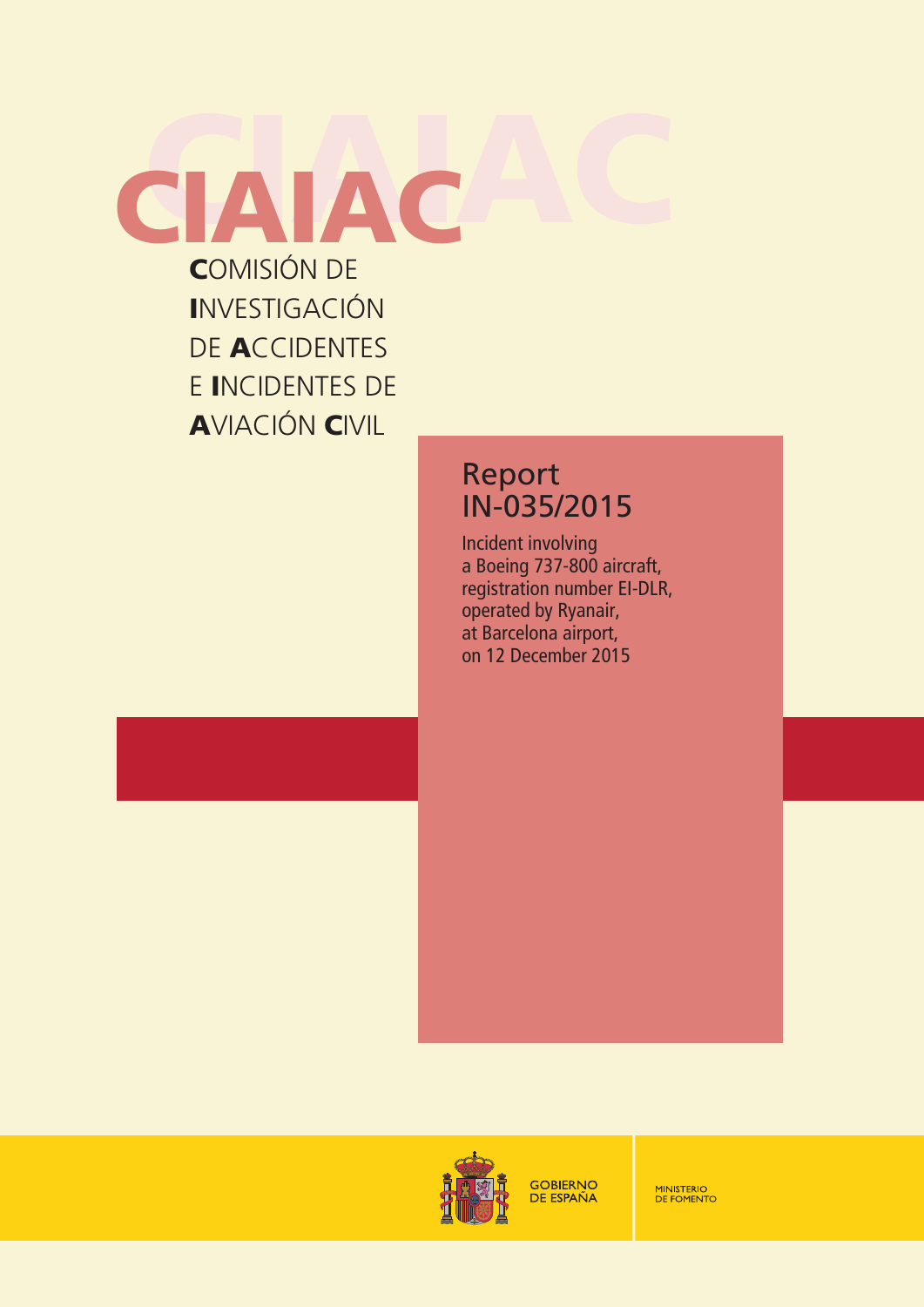# CIAIAC

**C**OMISIÓN DE
**I**NVESTIGACIÓN
DE **A**CCIDENTES
E **I**NCIDENTES DE
**A**VIACIÓN **C**IVIL

## Report IN-035/2015

Incident involving a Boeing 737-800 aircraft, registration number EI-DLR, operated by Ryanair, at Barcelona airport, on 12 December 2015

GOBIERNO DE ESPAÑA

MINISTERIO DE FOMENTO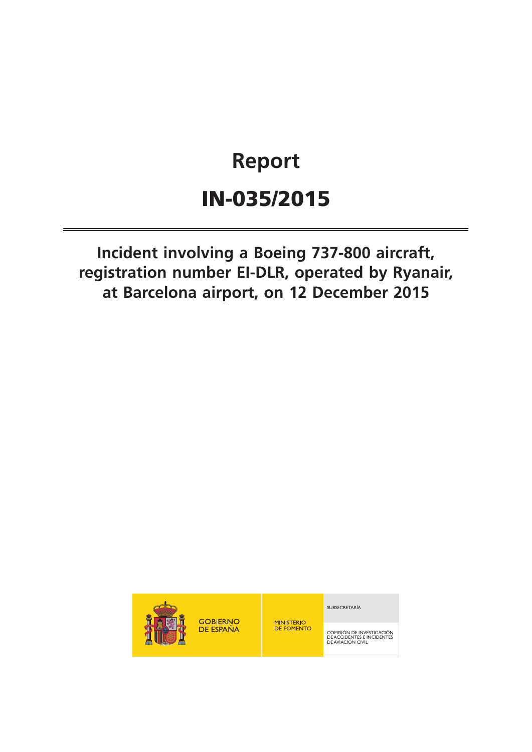# Report

# IN-035/2015

---

## Incident involving a Boeing 737-800 aircraft, registration number EI-DLR, operated by Ryanair, at Barcelona airport, on 12 December 2015

GOBIERNO DE ESPAÑA

MINISTERIO DE FOMENTO

SUBSECRETARÍA

COMISIÓN DE INVESTIGACIÓN DE ACCIDENTES E INCIDENTES DE AVIACIÓN CIVIL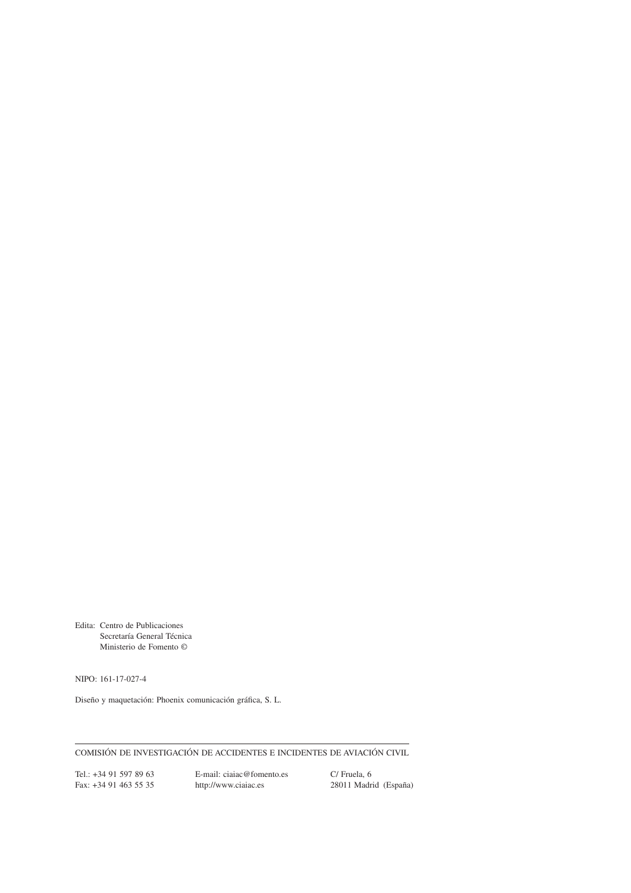Edita: Centro de Publicaciones
Secretaría General Técnica
Ministerio de Fomento ©

NIPO: 161-17-027-4

Diseño y maquetación: Phoenix comunicación gráfica, S. L.

---

COMISIÓN DE INVESTIGACIÓN DE ACCIDENTES E INCIDENTES DE AVIACIÓN CIVIL

Tel.: +34 91 597 89 63
Fax: +34 91 463 55 35

E-mail: ciaiac@fomento.es
http://www.ciaiac.es

C/ Fruela, 6
28011 Madrid (España)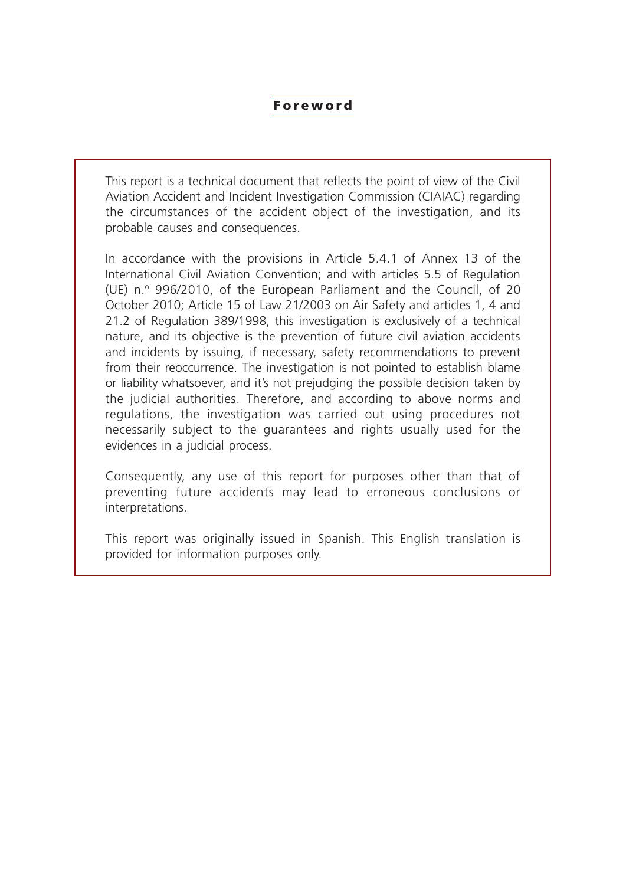# Foreword

This report is a technical document that reflects the point of view of the Civil Aviation Accident and Incident Investigation Commission (CIAIAC) regarding the circumstances of the accident object of the investigation, and its probable causes and consequences.

In accordance with the provisions in Article 5.4.1 of Annex 13 of the International Civil Aviation Convention; and with articles 5.5 of Regulation (UE) n.º 996/2010, of the European Parliament and the Council, of 20 October 2010; Article 15 of Law 21/2003 on Air Safety and articles 1, 4 and 21.2 of Regulation 389/1998, this investigation is exclusively of a technical nature, and its objective is the prevention of future civil aviation accidents and incidents by issuing, if necessary, safety recommendations to prevent from their reoccurrence. The investigation is not pointed to establish blame or liability whatsoever, and it's not prejudging the possible decision taken by the judicial authorities. Therefore, and according to above norms and regulations, the investigation was carried out using procedures not necessarily subject to the guarantees and rights usually used for the evidences in a judicial process.

Consequently, any use of this report for purposes other than that of preventing future accidents may lead to erroneous conclusions or interpretations.

This report was originally issued in Spanish. This English translation is provided for information purposes only.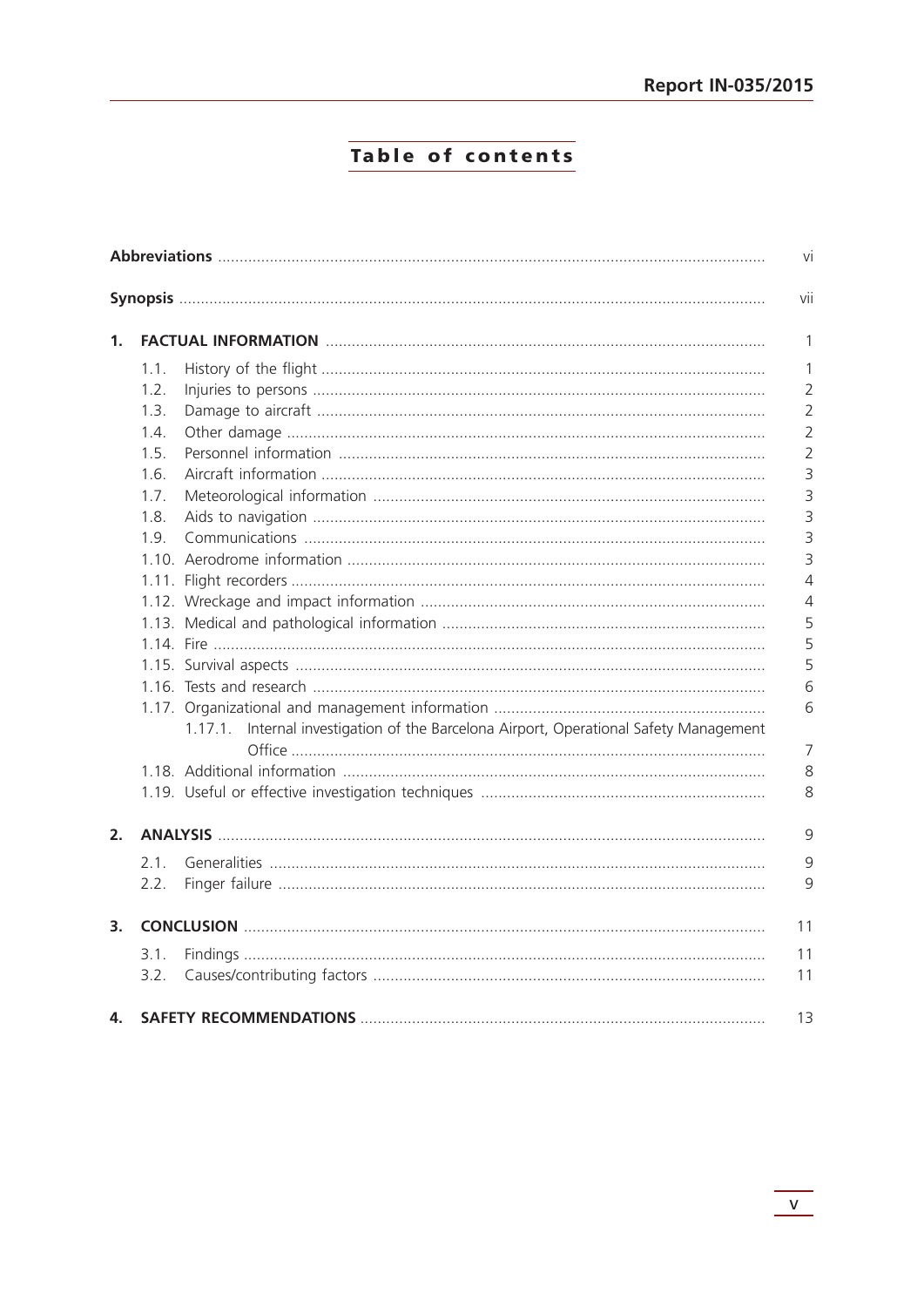# Table of contents

| | |
|---|---|
| **Abbreviations** | vi |
| **Synopsis** | vii |
| **1. FACTUAL INFORMATION** | 1 |
| 1.1. History of the flight | 1 |
| 1.2. Injuries to persons | 2 |
| 1.3. Damage to aircraft | 2 |
| 1.4. Other damage | 2 |
| 1.5. Personnel information | 2 |
| 1.6. Aircraft information | 3 |
| 1.7. Meteorological information | 3 |
| 1.8. Aids to navigation | 3 |
| 1.9. Communications | 3 |
| 1.10. Aerodrome information | 3 |
| 1.11. Flight recorders | 4 |
| 1.12. Wreckage and impact information | 4 |
| 1.13. Medical and pathological information | 5 |
| 1.14. Fire | 5 |
| 1.15. Survival aspects | 5 |
| 1.16. Tests and research | 6 |
| 1.17. Organizational and management information | 6 |
| 1.17.1. Internal investigation of the Barcelona Airport, Operational Safety Management Office | 7 |
| 1.18. Additional information | 8 |
| 1.19. Useful or effective investigation techniques | 8 |
| **2. ANALYSIS** | 9 |
| 2.1. Generalities | 9 |
| 2.2. Finger failure | 9 |
| **3. CONCLUSION** | 11 |
| 3.1. Findings | 11 |
| 3.2. Causes/contributing factors | 11 |
| **4. SAFETY RECOMMENDATIONS** | 13 |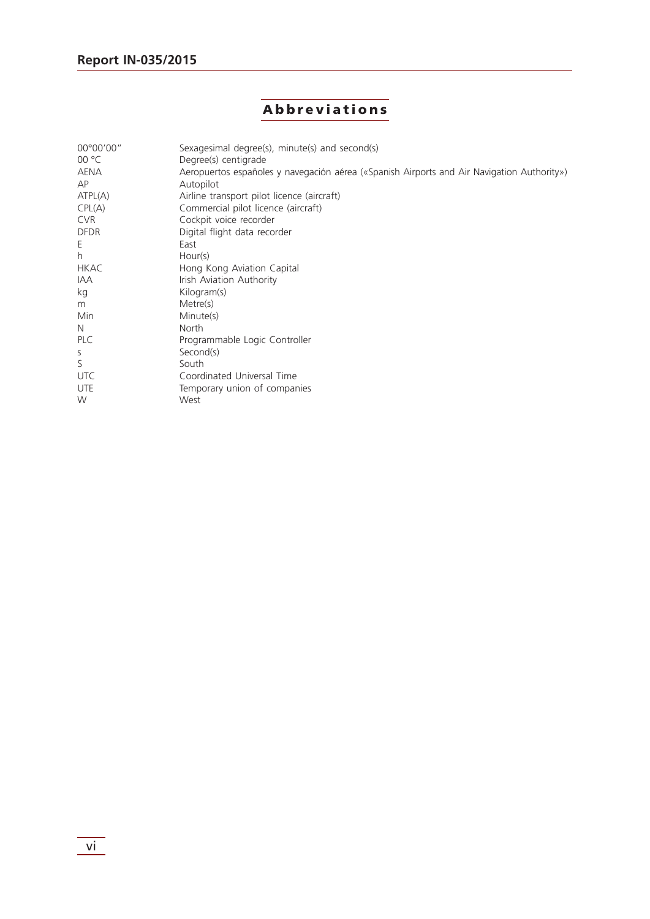# Abbreviations

| | |
|---|---|
| 00°00'00" | Sexagesimal degree(s), minute(s) and second(s) |
| 00 °C | Degree(s) centigrade |
| AENA | Aeropuertos españoles y navegación aérea («Spanish Airports and Air Navigation Authority») |
| AP | Autopilot |
| ATPL(A) | Airline transport pilot licence (aircraft) |
| CPL(A) | Commercial pilot licence (aircraft) |
| CVR | Cockpit voice recorder |
| DFDR | Digital flight data recorder |
| E | East |
| h | Hour(s) |
| HKAC | Hong Kong Aviation Capital |
| IAA | Irish Aviation Authority |
| kg | Kilogram(s) |
| m | Metre(s) |
| Min | Minute(s) |
| N | North |
| PLC | Programmable Logic Controller |
| s | Second(s) |
| S | South |
| UTC | Coordinated Universal Time |
| UTE | Temporary union of companies |
| W | West |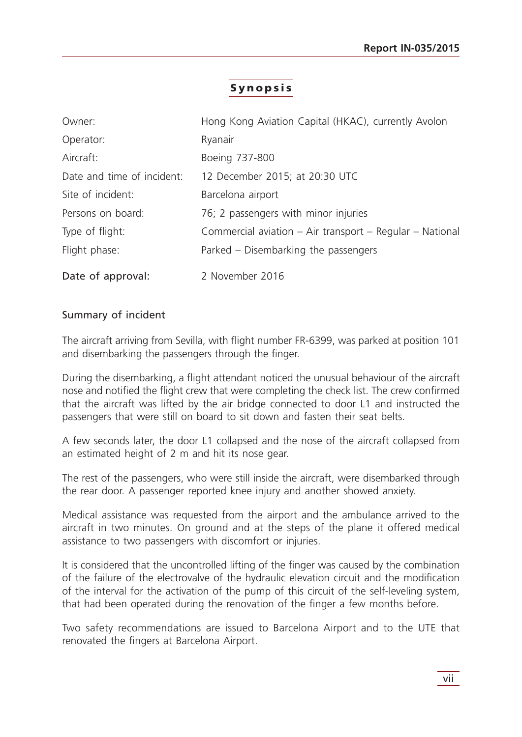# Synopsis

| | |
|---|---|
| Owner: | Hong Kong Aviation Capital (HKAC), currently Avolon |
| Operator: | Ryanair |
| Aircraft: | Boeing 737-800 |
| Date and time of incident: | 12 December 2015; at 20:30 UTC |
| Site of incident: | Barcelona airport |
| Persons on board: | 76; 2 passengers with minor injuries |
| Type of flight: | Commercial aviation – Air transport – Regular – National |
| Flight phase: | Parked – Disembarking the passengers |
| **Date of approval:** | 2 November 2016 |

## Summary of incident

The aircraft arriving from Sevilla, with flight number FR-6399, was parked at position 101 and disembarking the passengers through the finger.

During the disembarking, a flight attendant noticed the unusual behaviour of the aircraft nose and notified the flight crew that were completing the check list. The crew confirmed that the aircraft was lifted by the air bridge connected to door L1 and instructed the passengers that were still on board to sit down and fasten their seat belts.

A few seconds later, the door L1 collapsed and the nose of the aircraft collapsed from an estimated height of 2 m and hit its nose gear.

The rest of the passengers, who were still inside the aircraft, were disembarked through the rear door. A passenger reported knee injury and another showed anxiety.

Medical assistance was requested from the airport and the ambulance arrived to the aircraft in two minutes. On ground and at the steps of the plane it offered medical assistance to two passengers with discomfort or injuries.

It is considered that the uncontrolled lifting of the finger was caused by the combination of the failure of the electrovalve of the hydraulic elevation circuit and the modification of the interval for the activation of the pump of this circuit of the self-leveling system, that had been operated during the renovation of the finger a few months before.

Two safety recommendations are issued to Barcelona Airport and to the UTE that renovated the fingers at Barcelona Airport.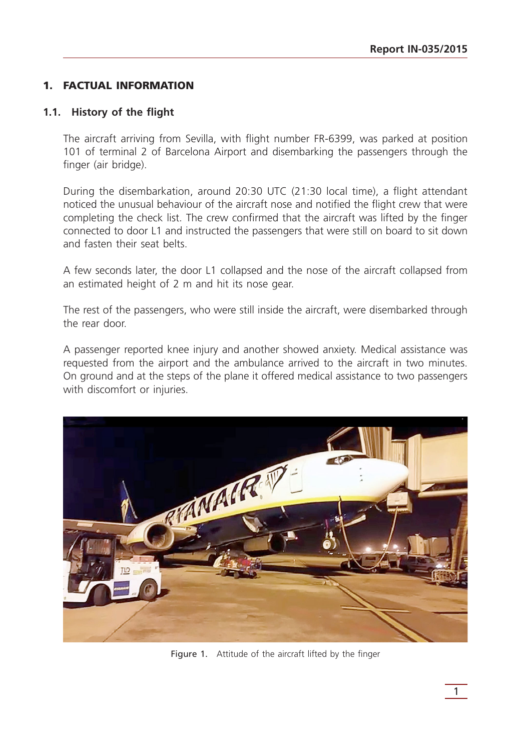# 1. FACTUAL INFORMATION

## 1.1. History of the flight

The aircraft arriving from Sevilla, with flight number FR-6399, was parked at position 101 of terminal 2 of Barcelona Airport and disembarking the passengers through the finger (air bridge).

During the disembarkation, around 20:30 UTC (21:30 local time), a flight attendant noticed the unusual behaviour of the aircraft nose and notified the flight crew that were completing the check list. The crew confirmed that the aircraft was lifted by the finger connected to door L1 and instructed the passengers that were still on board to sit down and fasten their seat belts.

A few seconds later, the door L1 collapsed and the nose of the aircraft collapsed from an estimated height of 2 m and hit its nose gear.

The rest of the passengers, who were still inside the aircraft, were disembarked through the rear door.

A passenger reported knee injury and another showed anxiety. Medical assistance was requested from the airport and the ambulance arrived to the aircraft in two minutes. On ground and at the steps of the plane it offered medical assistance to two passengers with discomfort or injuries.

Figure 1. Attitude of the aircraft lifted by the finger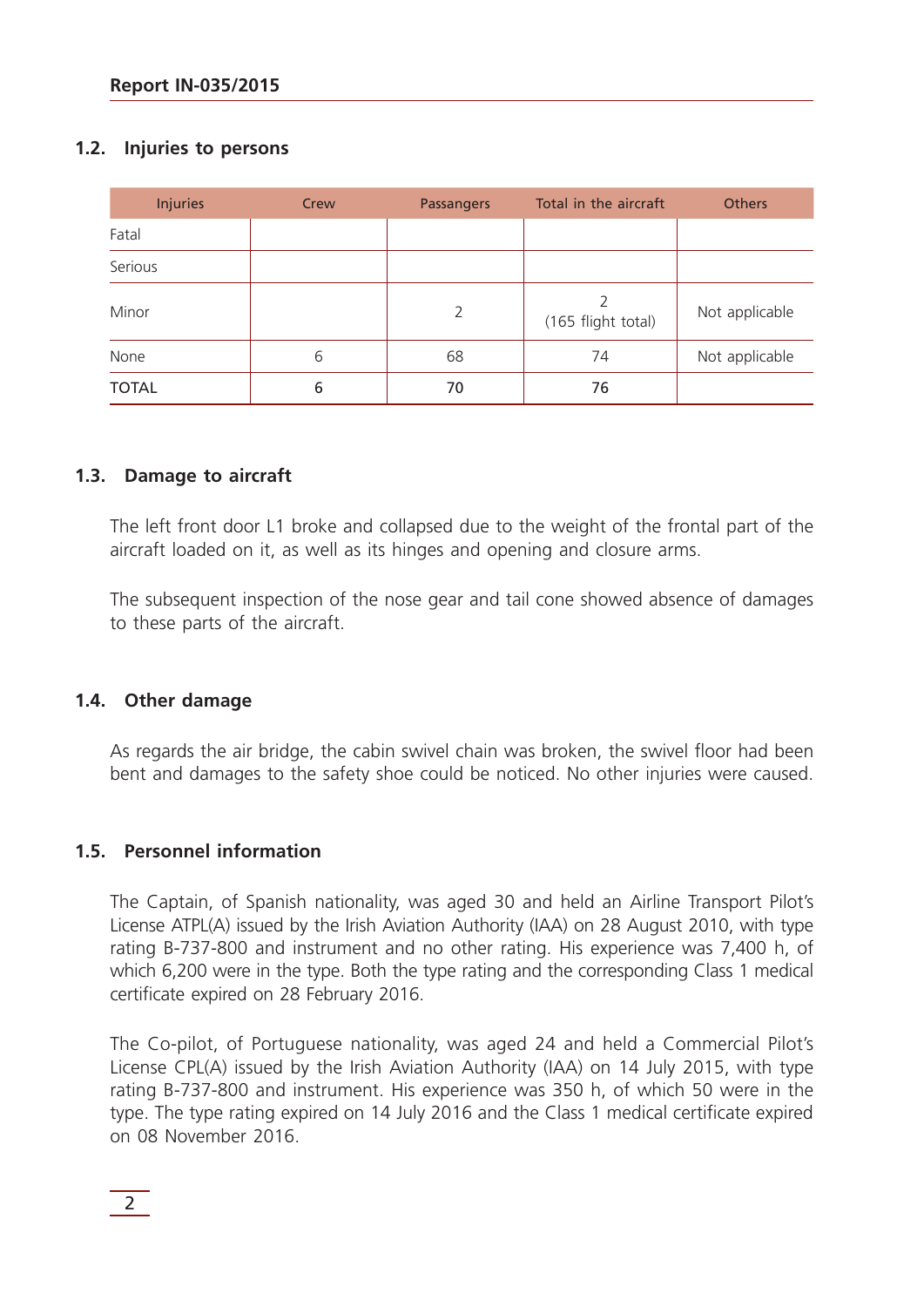## 1.2. Injuries to persons

| Injuries | Crew | Passangers | Total in the aircraft | Others |
|---|---|---|---|---|
| Fatal | | | | |
| Serious | | | | |
| Minor | | 2 | 2 (165 flight total) | Not applicable |
| None | 6 | 68 | 74 | Not applicable |
| TOTAL | 6 | 70 | 76 | |

## 1.3. Damage to aircraft

The left front door L1 broke and collapsed due to the weight of the frontal part of the aircraft loaded on it, as well as its hinges and opening and closure arms.

The subsequent inspection of the nose gear and tail cone showed absence of damages to these parts of the aircraft.

## 1.4. Other damage

As regards the air bridge, the cabin swivel chain was broken, the swivel floor had been bent and damages to the safety shoe could be noticed. No other injuries were caused.

## 1.5. Personnel information

The Captain, of Spanish nationality, was aged 30 and held an Airline Transport Pilot's License ATPL(A) issued by the Irish Aviation Authority (IAA) on 28 August 2010, with type rating B-737-800 and instrument and no other rating. His experience was 7,400 h, of which 6,200 were in the type. Both the type rating and the corresponding Class 1 medical certificate expired on 28 February 2016.

The Co-pilot, of Portuguese nationality, was aged 24 and held a Commercial Pilot's License CPL(A) issued by the Irish Aviation Authority (IAA) on 14 July 2015, with type rating B-737-800 and instrument. His experience was 350 h, of which 50 were in the type. The type rating expired on 14 July 2016 and the Class 1 medical certificate expired on 08 November 2016.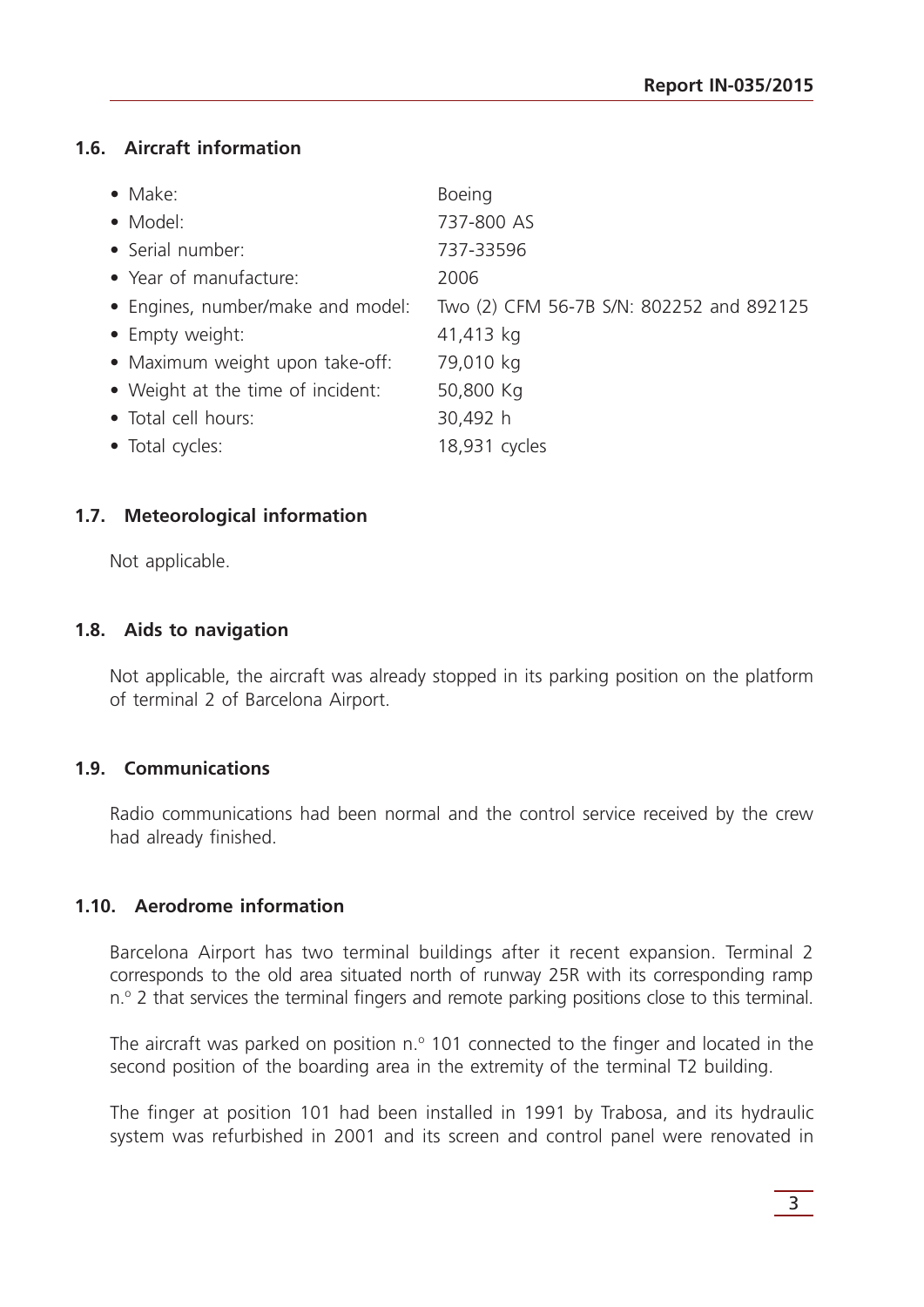### 1.6. Aircraft information

- Make: Boeing
- Model: 737-800 AS
- Serial number: 737-33596
- Year of manufacture: 2006
- Engines, number/make and model: Two (2) CFM 56-7B S/N: 802252 and 892125
- Empty weight: 41,413 kg
- Maximum weight upon take-off: 79,010 kg
- Weight at the time of incident: 50,800 Kg
- Total cell hours: 30,492 h
- Total cycles: 18,931 cycles

### 1.7. Meteorological information

Not applicable.

### 1.8. Aids to navigation

Not applicable, the aircraft was already stopped in its parking position on the platform of terminal 2 of Barcelona Airport.

### 1.9. Communications

Radio communications had been normal and the control service received by the crew had already finished.

### 1.10. Aerodrome information

Barcelona Airport has two terminal buildings after it recent expansion. Terminal 2 corresponds to the old area situated north of runway 25R with its corresponding ramp n.º 2 that services the terminal fingers and remote parking positions close to this terminal.

The aircraft was parked on position n.º 101 connected to the finger and located in the second position of the boarding area in the extremity of the terminal T2 building.

The finger at position 101 had been installed in 1991 by Trabosa, and its hydraulic system was refurbished in 2001 and its screen and control panel were renovated in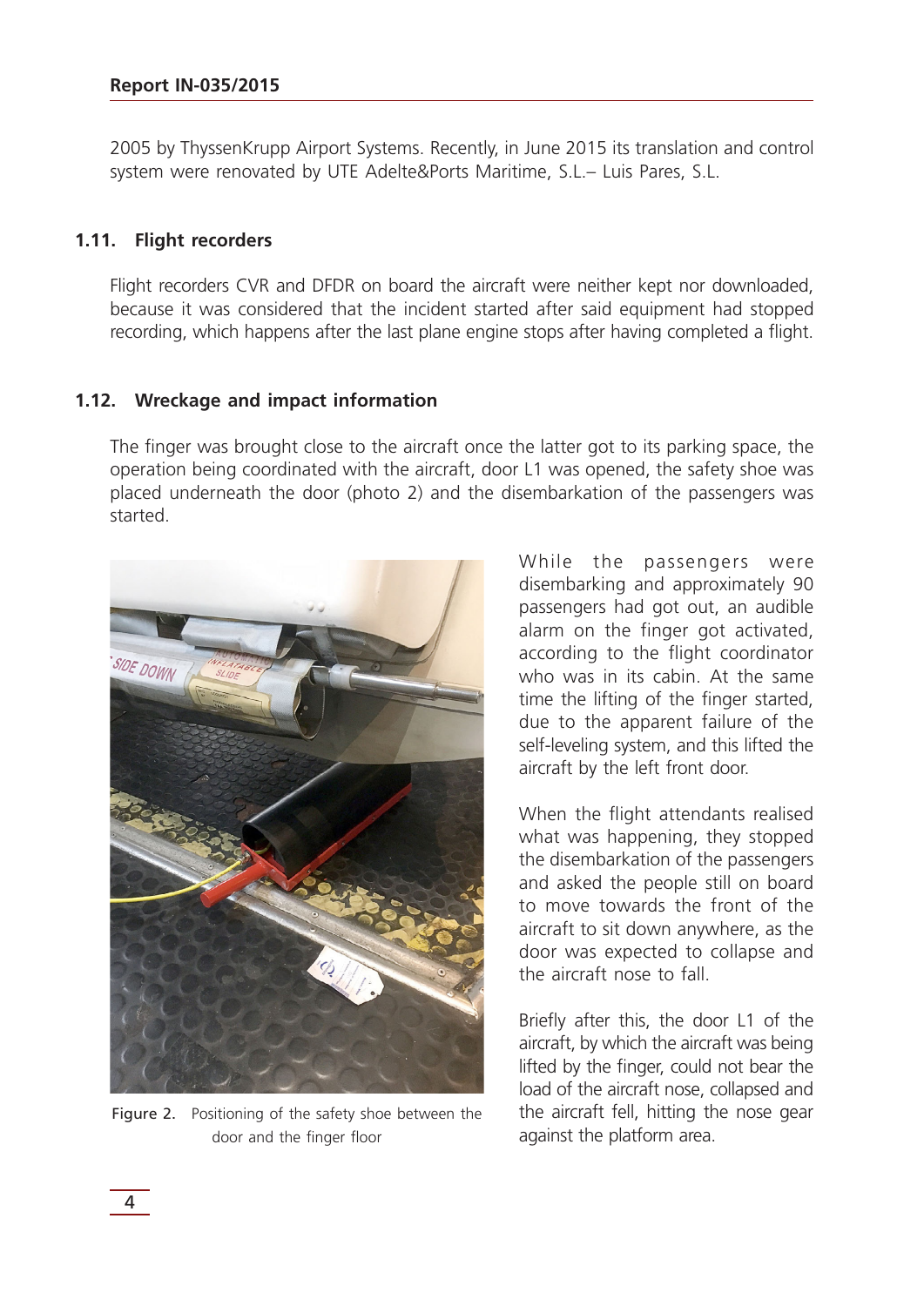2005 by ThyssenKrupp Airport Systems. Recently, in June 2015 its translation and control system were renovated by UTE Adelte&Ports Maritime, S.L.– Luis Pares, S.L.

### 1.11. Flight recorders

Flight recorders CVR and DFDR on board the aircraft were neither kept nor downloaded, because it was considered that the incident started after said equipment had stopped recording, which happens after the last plane engine stops after having completed a flight.

### 1.12. Wreckage and impact information

The finger was brought close to the aircraft once the latter got to its parking space, the operation being coordinated with the aircraft, door L1 was opened, the safety shoe was placed underneath the door (photo 2) and the disembarkation of the passengers was started.

Figure 2. Positioning of the safety shoe between the door and the finger floor

While the passengers were disembarking and approximately 90 passengers had got out, an audible alarm on the finger got activated, according to the flight coordinator who was in its cabin. At the same time the lifting of the finger started, due to the apparent failure of the self-leveling system, and this lifted the aircraft by the left front door.

When the flight attendants realised what was happening, they stopped the disembarkation of the passengers and asked the people still on board to move towards the front of the aircraft to sit down anywhere, as the door was expected to collapse and the aircraft nose to fall.

Briefly after this, the door L1 of the aircraft, by which the aircraft was being lifted by the finger, could not bear the load of the aircraft nose, collapsed and the aircraft fell, hitting the nose gear against the platform area.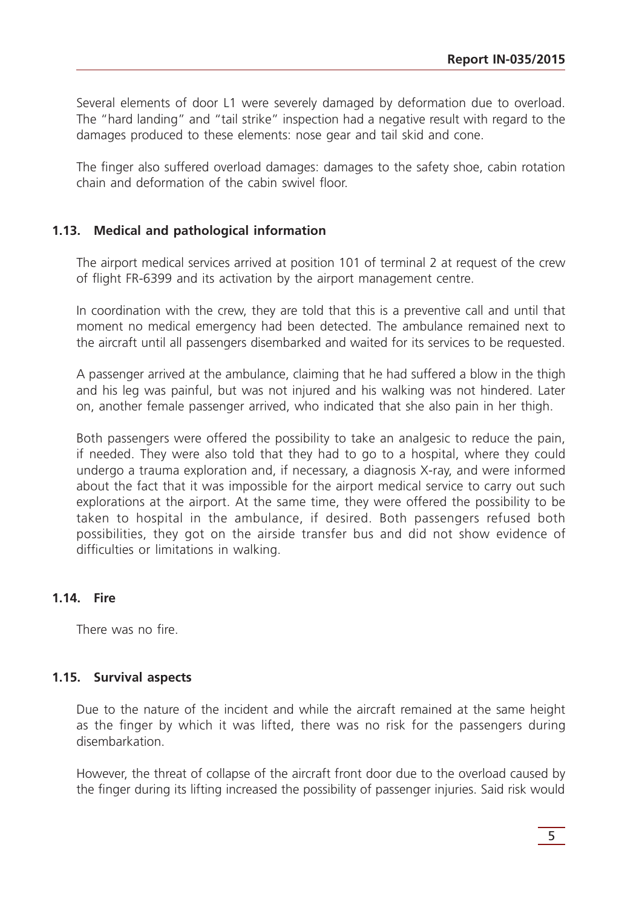Several elements of door L1 were severely damaged by deformation due to overload. The "hard landing" and "tail strike" inspection had a negative result with regard to the damages produced to these elements: nose gear and tail skid and cone.

The finger also suffered overload damages: damages to the safety shoe, cabin rotation chain and deformation of the cabin swivel floor.

### 1.13. Medical and pathological information

The airport medical services arrived at position 101 of terminal 2 at request of the crew of flight FR-6399 and its activation by the airport management centre.

In coordination with the crew, they are told that this is a preventive call and until that moment no medical emergency had been detected. The ambulance remained next to the aircraft until all passengers disembarked and waited for its services to be requested.

A passenger arrived at the ambulance, claiming that he had suffered a blow in the thigh and his leg was painful, but was not injured and his walking was not hindered. Later on, another female passenger arrived, who indicated that she also pain in her thigh.

Both passengers were offered the possibility to take an analgesic to reduce the pain, if needed. They were also told that they had to go to a hospital, where they could undergo a trauma exploration and, if necessary, a diagnosis X-ray, and were informed about the fact that it was impossible for the airport medical service to carry out such explorations at the airport. At the same time, they were offered the possibility to be taken to hospital in the ambulance, if desired. Both passengers refused both possibilities, they got on the airside transfer bus and did not show evidence of difficulties or limitations in walking.

### 1.14. Fire

There was no fire.

### 1.15. Survival aspects

Due to the nature of the incident and while the aircraft remained at the same height as the finger by which it was lifted, there was no risk for the passengers during disembarkation.

However, the threat of collapse of the aircraft front door due to the overload caused by the finger during its lifting increased the possibility of passenger injuries. Said risk would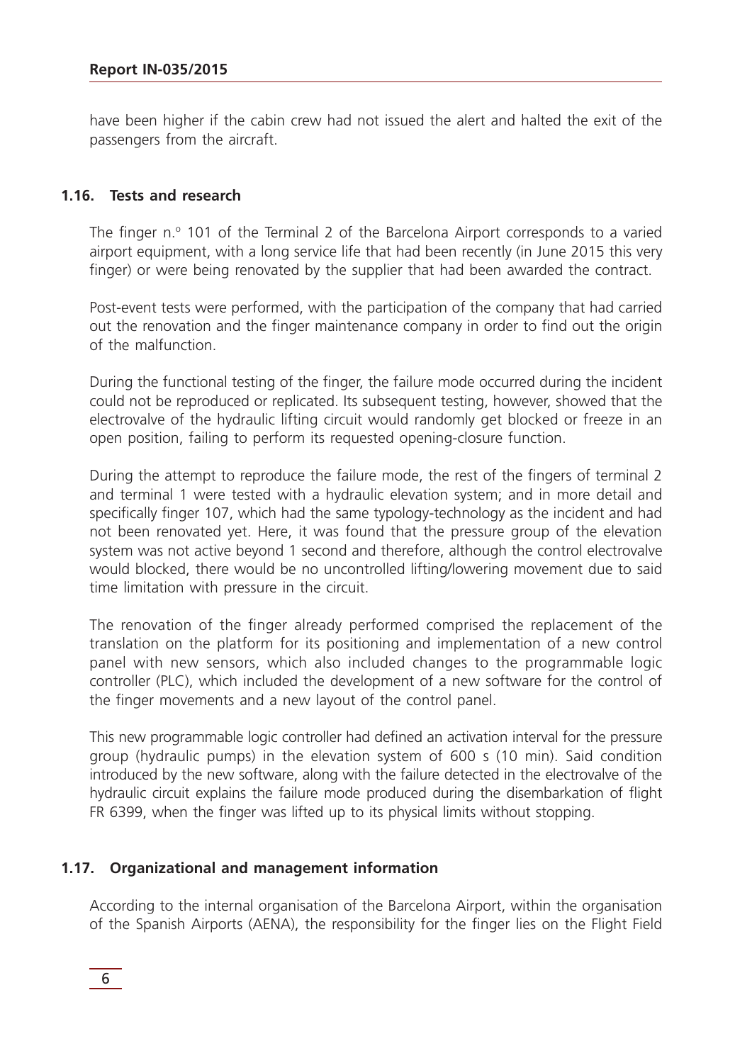have been higher if the cabin crew had not issued the alert and halted the exit of the passengers from the aircraft.

### 1.16. Tests and research

The finger n.º 101 of the Terminal 2 of the Barcelona Airport corresponds to a varied airport equipment, with a long service life that had been recently (in June 2015 this very finger) or were being renovated by the supplier that had been awarded the contract.

Post-event tests were performed, with the participation of the company that had carried out the renovation and the finger maintenance company in order to find out the origin of the malfunction.

During the functional testing of the finger, the failure mode occurred during the incident could not be reproduced or replicated. Its subsequent testing, however, showed that the electrovalve of the hydraulic lifting circuit would randomly get blocked or freeze in an open position, failing to perform its requested opening-closure function.

During the attempt to reproduce the failure mode, the rest of the fingers of terminal 2 and terminal 1 were tested with a hydraulic elevation system; and in more detail and specifically finger 107, which had the same typology-technology as the incident and had not been renovated yet. Here, it was found that the pressure group of the elevation system was not active beyond 1 second and therefore, although the control electrovalve would blocked, there would be no uncontrolled lifting/lowering movement due to said time limitation with pressure in the circuit.

The renovation of the finger already performed comprised the replacement of the translation on the platform for its positioning and implementation of a new control panel with new sensors, which also included changes to the programmable logic controller (PLC), which included the development of a new software for the control of the finger movements and a new layout of the control panel.

This new programmable logic controller had defined an activation interval for the pressure group (hydraulic pumps) in the elevation system of 600 s (10 min). Said condition introduced by the new software, along with the failure detected in the electrovalve of the hydraulic circuit explains the failure mode produced during the disembarkation of flight FR 6399, when the finger was lifted up to its physical limits without stopping.

### 1.17. Organizational and management information

According to the internal organisation of the Barcelona Airport, within the organisation of the Spanish Airports (AENA), the responsibility for the finger lies on the Flight Field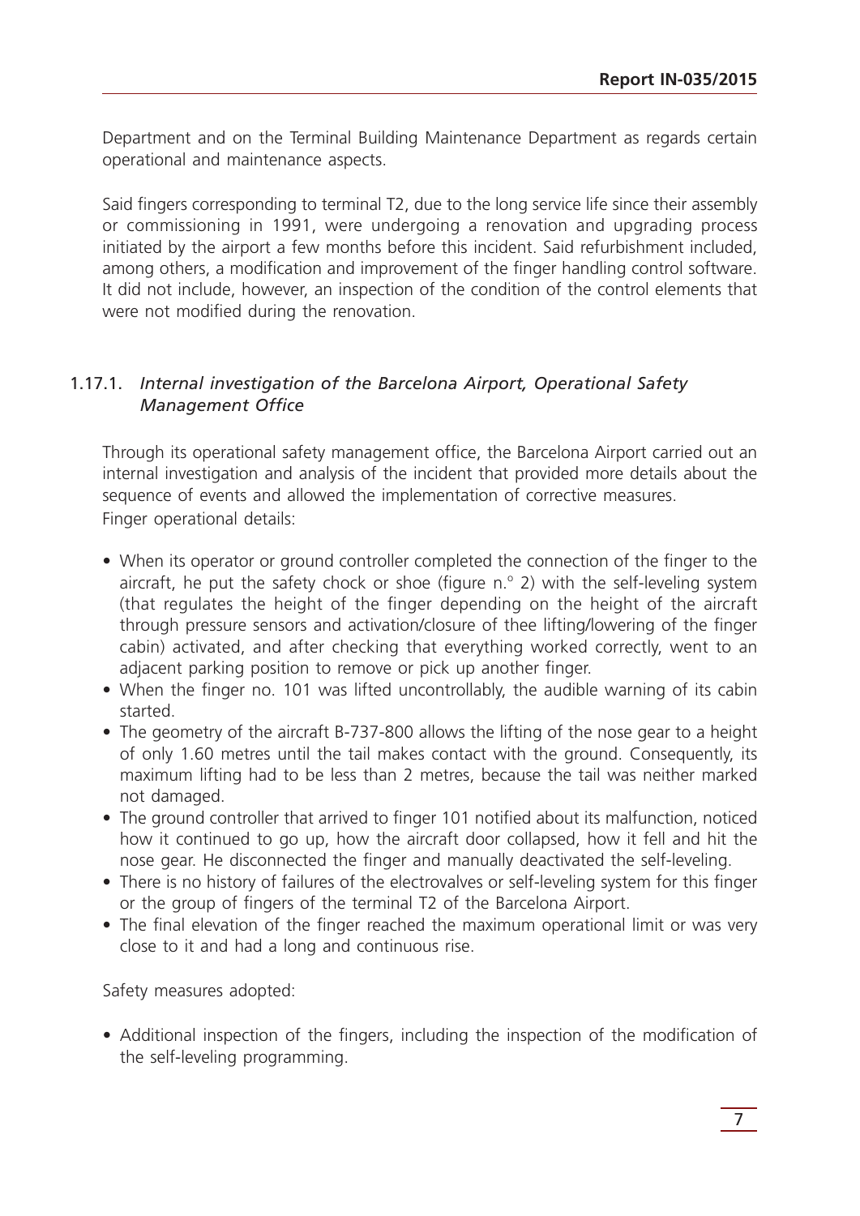Department and on the Terminal Building Maintenance Department as regards certain operational and maintenance aspects.

Said fingers corresponding to terminal T2, due to the long service life since their assembly or commissioning in 1991, were undergoing a renovation and upgrading process initiated by the airport a few months before this incident. Said refurbishment included, among others, a modification and improvement of the finger handling control software. It did not include, however, an inspection of the condition of the control elements that were not modified during the renovation.

### 1.17.1. *Internal investigation of the Barcelona Airport, Operational Safety Management Office*

Through its operational safety management office, the Barcelona Airport carried out an internal investigation and analysis of the incident that provided more details about the sequence of events and allowed the implementation of corrective measures.
Finger operational details:

- When its operator or ground controller completed the connection of the finger to the aircraft, he put the safety chock or shoe (figure n.° 2) with the self-leveling system (that regulates the height of the finger depending on the height of the aircraft through pressure sensors and activation/closure of thee lifting/lowering of the finger cabin) activated, and after checking that everything worked correctly, went to an adjacent parking position to remove or pick up another finger.
- When the finger no. 101 was lifted uncontrollably, the audible warning of its cabin started.
- The geometry of the aircraft B-737-800 allows the lifting of the nose gear to a height of only 1.60 metres until the tail makes contact with the ground. Consequently, its maximum lifting had to be less than 2 metres, because the tail was neither marked not damaged.
- The ground controller that arrived to finger 101 notified about its malfunction, noticed how it continued to go up, how the aircraft door collapsed, how it fell and hit the nose gear. He disconnected the finger and manually deactivated the self-leveling.
- There is no history of failures of the electrovalves or self-leveling system for this finger or the group of fingers of the terminal T2 of the Barcelona Airport.
- The final elevation of the finger reached the maximum operational limit or was very close to it and had a long and continuous rise.

Safety measures adopted:

- Additional inspection of the fingers, including the inspection of the modification of the self-leveling programming.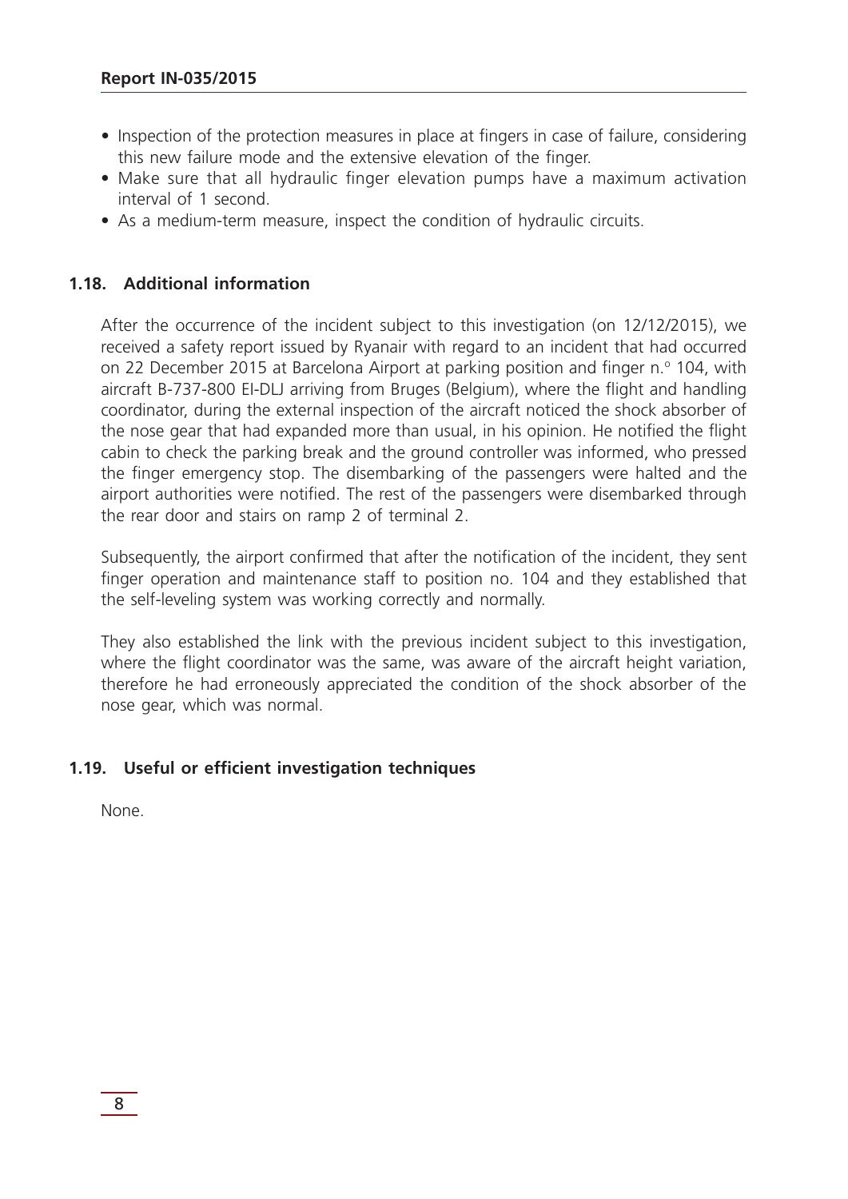- Inspection of the protection measures in place at fingers in case of failure, considering this new failure mode and the extensive elevation of the finger.
- Make sure that all hydraulic finger elevation pumps have a maximum activation interval of 1 second.
- As a medium-term measure, inspect the condition of hydraulic circuits.

### 1.18. Additional information

After the occurrence of the incident subject to this investigation (on 12/12/2015), we received a safety report issued by Ryanair with regard to an incident that had occurred on 22 December 2015 at Barcelona Airport at parking position and finger n.º 104, with aircraft B-737-800 EI-DLJ arriving from Bruges (Belgium), where the flight and handling coordinator, during the external inspection of the aircraft noticed the shock absorber of the nose gear that had expanded more than usual, in his opinion. He notified the flight cabin to check the parking break and the ground controller was informed, who pressed the finger emergency stop. The disembarking of the passengers were halted and the airport authorities were notified. The rest of the passengers were disembarked through the rear door and stairs on ramp 2 of terminal 2.

Subsequently, the airport confirmed that after the notification of the incident, they sent finger operation and maintenance staff to position no. 104 and they established that the self-leveling system was working correctly and normally.

They also established the link with the previous incident subject to this investigation, where the flight coordinator was the same, was aware of the aircraft height variation, therefore he had erroneously appreciated the condition of the shock absorber of the nose gear, which was normal.

### 1.19. Useful or efficient investigation techniques

None.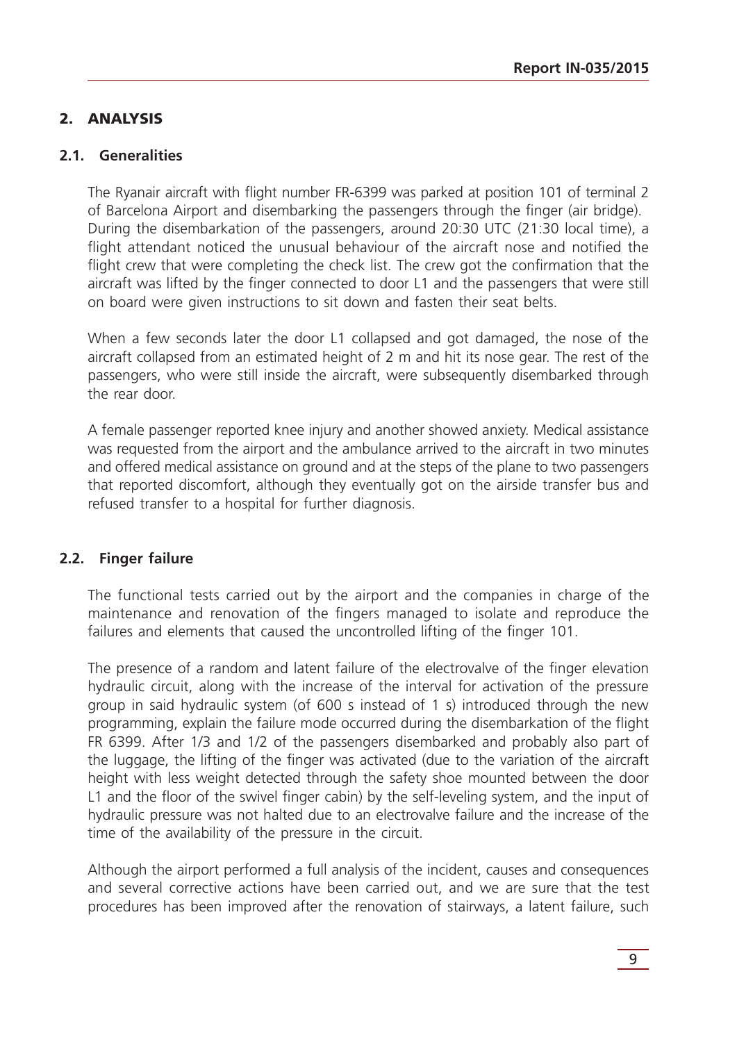## 2. ANALYSIS

### 2.1. Generalities

The Ryanair aircraft with flight number FR-6399 was parked at position 101 of terminal 2 of Barcelona Airport and disembarking the passengers through the finger (air bridge). During the disembarkation of the passengers, around 20:30 UTC (21:30 local time), a flight attendant noticed the unusual behaviour of the aircraft nose and notified the flight crew that were completing the check list. The crew got the confirmation that the aircraft was lifted by the finger connected to door L1 and the passengers that were still on board were given instructions to sit down and fasten their seat belts.

When a few seconds later the door L1 collapsed and got damaged, the nose of the aircraft collapsed from an estimated height of 2 m and hit its nose gear. The rest of the passengers, who were still inside the aircraft, were subsequently disembarked through the rear door.

A female passenger reported knee injury and another showed anxiety. Medical assistance was requested from the airport and the ambulance arrived to the aircraft in two minutes and offered medical assistance on ground and at the steps of the plane to two passengers that reported discomfort, although they eventually got on the airside transfer bus and refused transfer to a hospital for further diagnosis.

### 2.2. Finger failure

The functional tests carried out by the airport and the companies in charge of the maintenance and renovation of the fingers managed to isolate and reproduce the failures and elements that caused the uncontrolled lifting of the finger 101.

The presence of a random and latent failure of the electrovalve of the finger elevation hydraulic circuit, along with the increase of the interval for activation of the pressure group in said hydraulic system (of 600 s instead of 1 s) introduced through the new programming, explain the failure mode occurred during the disembarkation of the flight FR 6399. After 1/3 and 1/2 of the passengers disembarked and probably also part of the luggage, the lifting of the finger was activated (due to the variation of the aircraft height with less weight detected through the safety shoe mounted between the door L1 and the floor of the swivel finger cabin) by the self-leveling system, and the input of hydraulic pressure was not halted due to an electrovalve failure and the increase of the time of the availability of the pressure in the circuit.

Although the airport performed a full analysis of the incident, causes and consequences and several corrective actions have been carried out, and we are sure that the test procedures has been improved after the renovation of stairways, a latent failure, such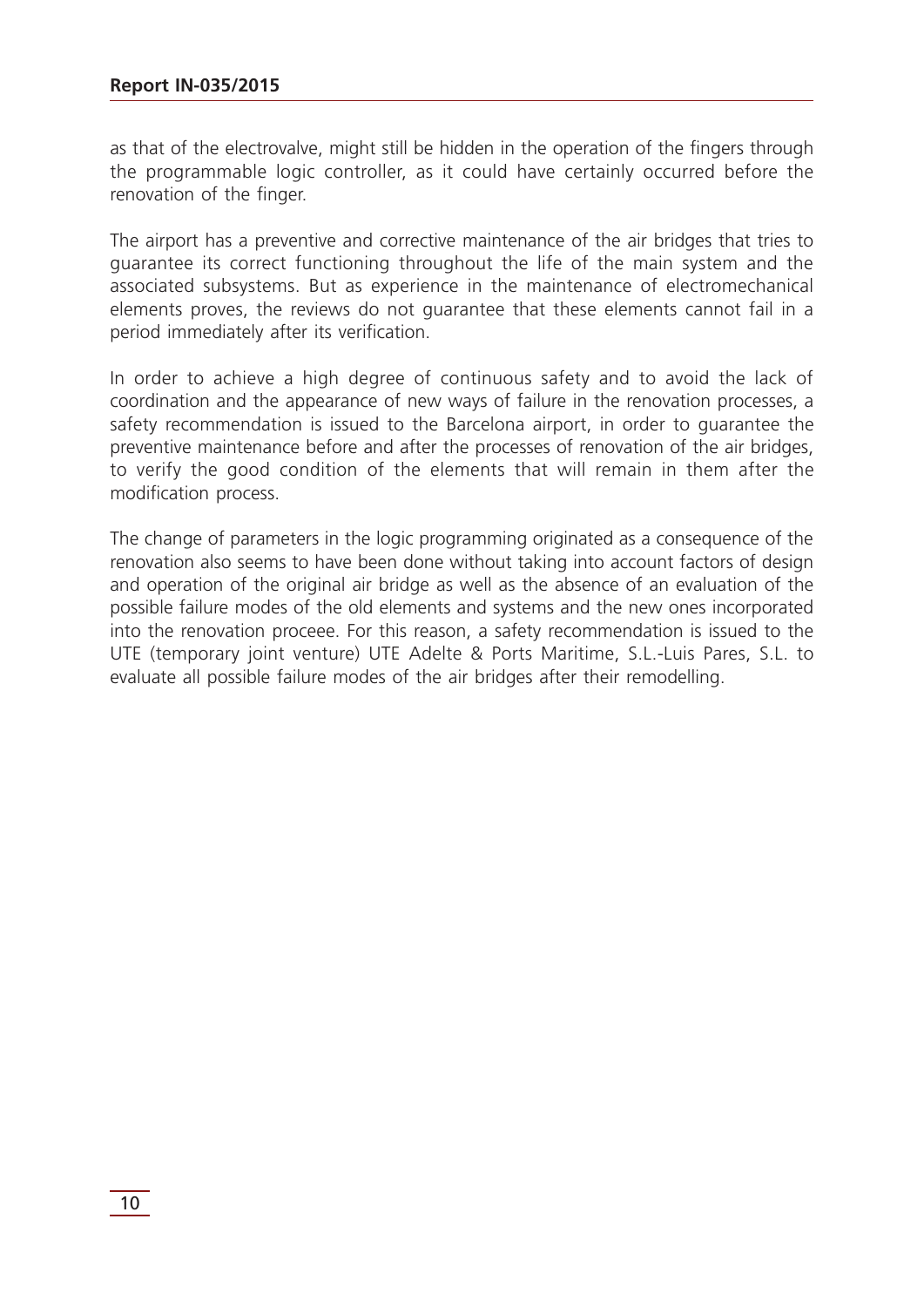as that of the electrovalve, might still be hidden in the operation of the fingers through the programmable logic controller, as it could have certainly occurred before the renovation of the finger.

The airport has a preventive and corrective maintenance of the air bridges that tries to guarantee its correct functioning throughout the life of the main system and the associated subsystems. But as experience in the maintenance of electromechanical elements proves, the reviews do not guarantee that these elements cannot fail in a period immediately after its verification.

In order to achieve a high degree of continuous safety and to avoid the lack of coordination and the appearance of new ways of failure in the renovation processes, a safety recommendation is issued to the Barcelona airport, in order to guarantee the preventive maintenance before and after the processes of renovation of the air bridges, to verify the good condition of the elements that will remain in them after the modification process.

The change of parameters in the logic programming originated as a consequence of the renovation also seems to have been done without taking into account factors of design and operation of the original air bridge as well as the absence of an evaluation of the possible failure modes of the old elements and systems and the new ones incorporated into the renovation proceee. For this reason, a safety recommendation is issued to the UTE (temporary joint venture) UTE Adelte & Ports Maritime, S.L.-Luis Pares, S.L. to evaluate all possible failure modes of the air bridges after their remodelling.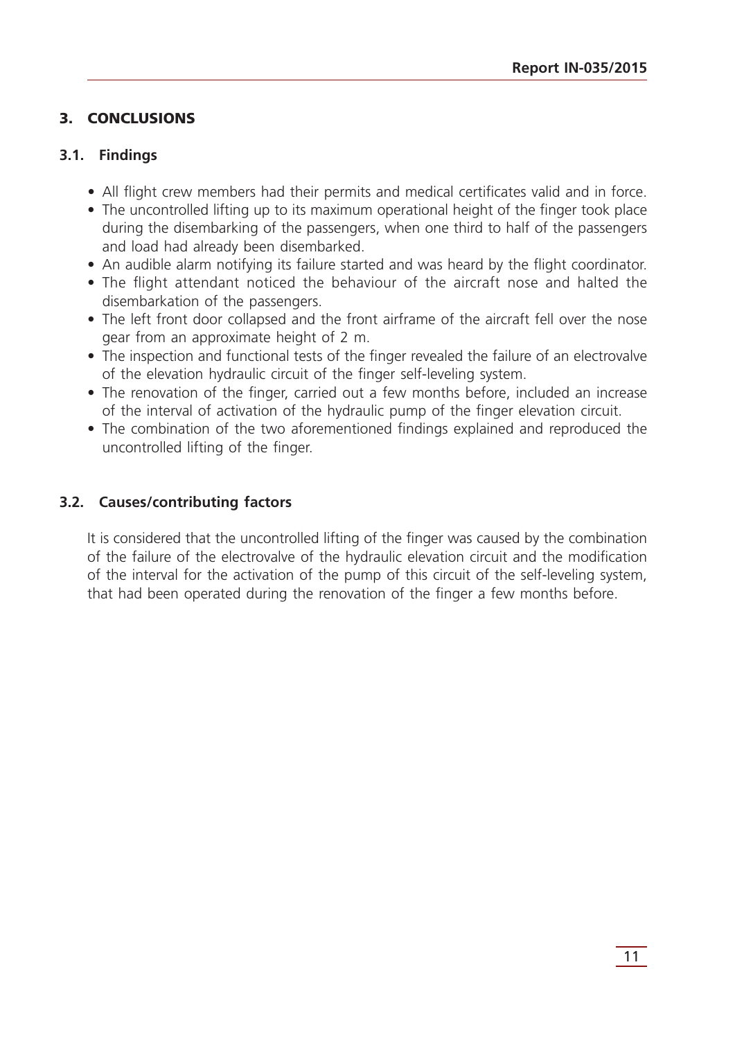## 3. CONCLUSIONS

### 3.1. Findings

- All flight crew members had their permits and medical certificates valid and in force.
- The uncontrolled lifting up to its maximum operational height of the finger took place during the disembarking of the passengers, when one third to half of the passengers and load had already been disembarked.
- An audible alarm notifying its failure started and was heard by the flight coordinator.
- The flight attendant noticed the behaviour of the aircraft nose and halted the disembarkation of the passengers.
- The left front door collapsed and the front airframe of the aircraft fell over the nose gear from an approximate height of 2 m.
- The inspection and functional tests of the finger revealed the failure of an electrovalve of the elevation hydraulic circuit of the finger self-leveling system.
- The renovation of the finger, carried out a few months before, included an increase of the interval of activation of the hydraulic pump of the finger elevation circuit.
- The combination of the two aforementioned findings explained and reproduced the uncontrolled lifting of the finger.

### 3.2. Causes/contributing factors

It is considered that the uncontrolled lifting of the finger was caused by the combination of the failure of the electrovalve of the hydraulic elevation circuit and the modification of the interval for the activation of the pump of this circuit of the self-leveling system, that had been operated during the renovation of the finger a few months before.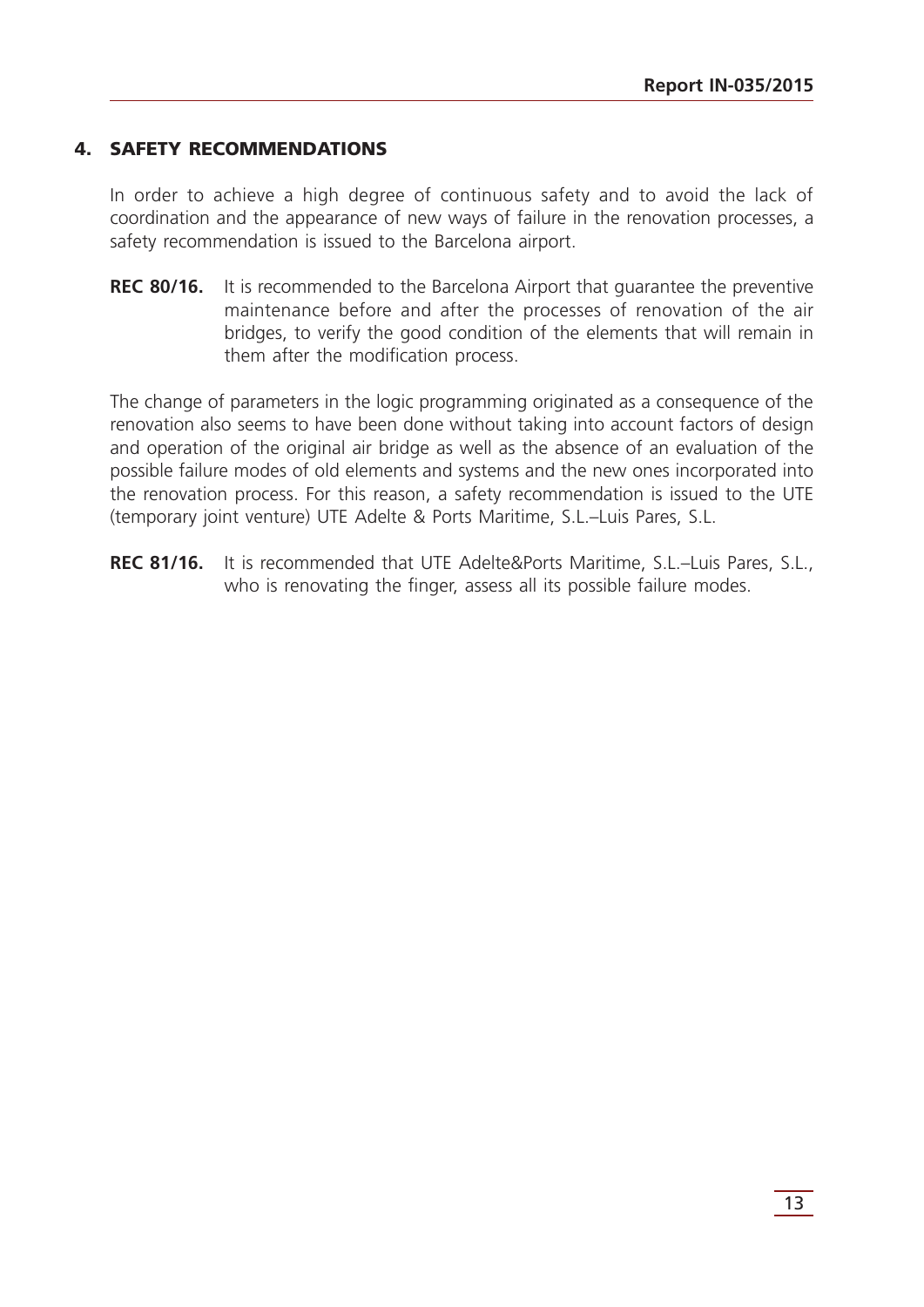## 4. SAFETY RECOMMENDATIONS

In order to achieve a high degree of continuous safety and to avoid the lack of coordination and the appearance of new ways of failure in the renovation processes, a safety recommendation is issued to the Barcelona airport.

**REC 80/16.** It is recommended to the Barcelona Airport that guarantee the preventive maintenance before and after the processes of renovation of the air bridges, to verify the good condition of the elements that will remain in them after the modification process.

The change of parameters in the logic programming originated as a consequence of the renovation also seems to have been done without taking into account factors of design and operation of the original air bridge as well as the absence of an evaluation of the possible failure modes of old elements and systems and the new ones incorporated into the renovation process. For this reason, a safety recommendation is issued to the UTE (temporary joint venture) UTE Adelte & Ports Maritime, S.L.–Luis Pares, S.L.

**REC 81/16.** It is recommended that UTE Adelte&Ports Maritime, S.L.–Luis Pares, S.L., who is renovating the finger, assess all its possible failure modes.